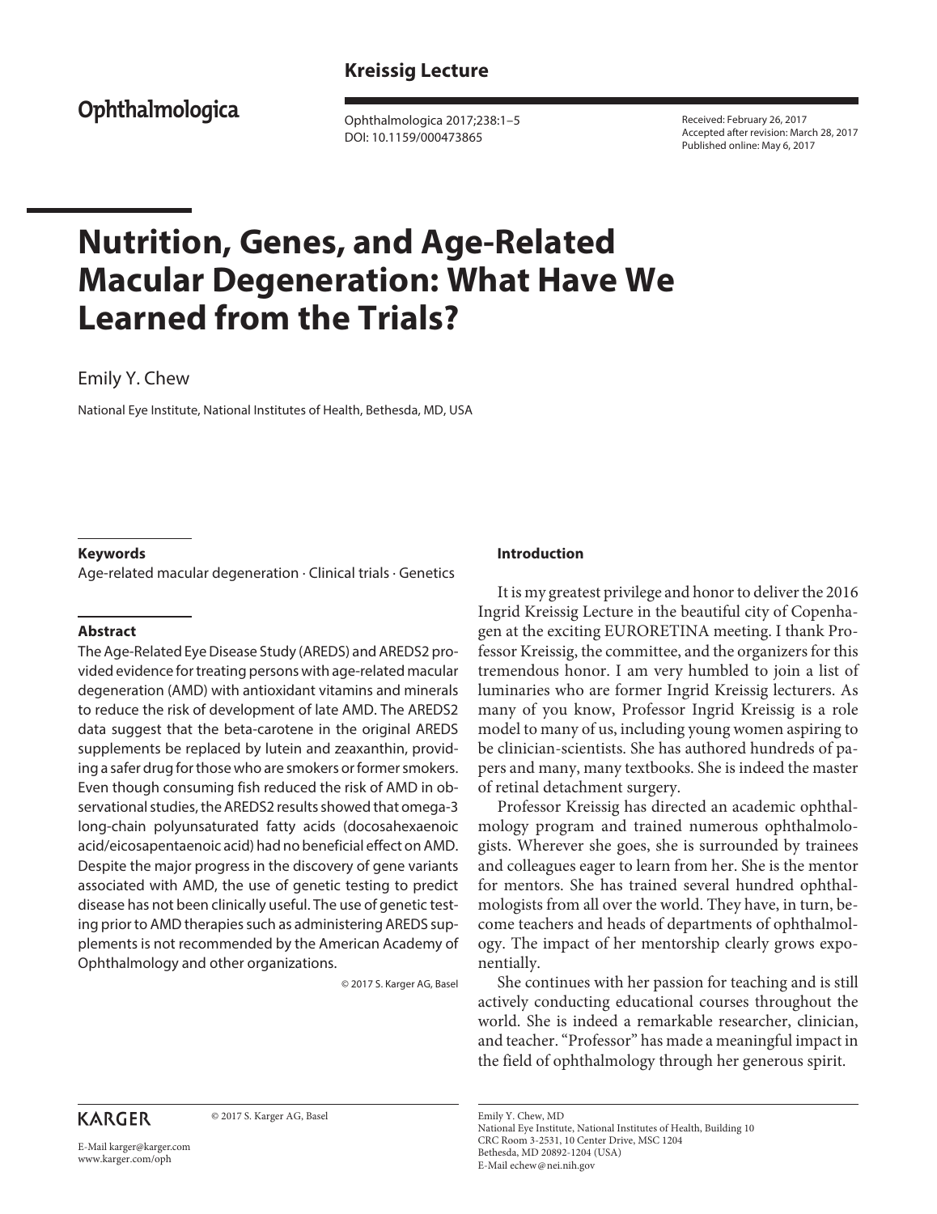**Kreissig Lecture**

# Nutrition, Genes, and Age-Related Macular Degeneration: What Have We Learned from the Trials?

Emily Y. Chew

National Eye Institute, National Institutes of Health, Bethesda, MD, USA

Received: February 26, 2017
Accepted after revision: March 28, 2017
Published online: May 6, 2017

### Keywords

Age-related macular degeneration · Clinical trials · Genetics

### Abstract

The Age-Related Eye Disease Study (AREDS) and AREDS2 provided evidence for treating persons with age-related macular degeneration (AMD) with antioxidant vitamins and minerals to reduce the risk of development of late AMD. The AREDS2 data suggest that the beta-carotene in the original AREDS supplements be replaced by lutein and zeaxanthin, providing a safer drug for those who are smokers or former smokers. Even though consuming fish reduced the risk of AMD in observational studies, the AREDS2 results showed that omega-3 long-chain polyunsaturated fatty acids (docosahexaenoic acid/eicosapentaenoic acid) had no beneficial effect on AMD. Despite the major progress in the discovery of gene variants associated with AMD, the use of genetic testing to predict disease has not been clinically useful. The use of genetic testing prior to AMD therapies such as administering AREDS supplements is not recommended by the American Academy of Ophthalmology and other organizations.

© 2017 S. Karger AG, Basel

## Introduction

It is my greatest privilege and honor to deliver the 2016 Ingrid Kreissig Lecture in the beautiful city of Copenhagen at the exciting EURORETINA meeting. I thank Professor Kreissig, the committee, and the organizers for this tremendous honor. I am very humbled to join a list of luminaries who are former Ingrid Kreissig lecturers. As many of you know, Professor Ingrid Kreissig is a role model to many of us, including young women aspiring to be clinician-scientists. She has authored hundreds of papers and many, many textbooks. She is indeed the master of retinal detachment surgery.

Professor Kreissig has directed an academic ophthalmology program and trained numerous ophthalmologists. Wherever she goes, she is surrounded by trainees and colleagues eager to learn from her. She is the mentor for mentors. She has trained several hundred ophthalmologists from all over the world. They have, in turn, become teachers and heads of departments of ophthalmology. The impact of her mentorship clearly grows exponentially.

She continues with her passion for teaching and is still actively conducting educational courses throughout the world. She is indeed a remarkable researcher, clinician, and teacher. "Professor" has made a meaningful impact in the field of ophthalmology through her generous spirit.

Emily Y. Chew, MD
National Eye Institute, National Institutes of Health, Building 10
CRC Room 3-2531, 10 Center Drive, MSC 1204
Bethesda, MD 20892-1204 (USA)
E-Mail echew@nei.nih.gov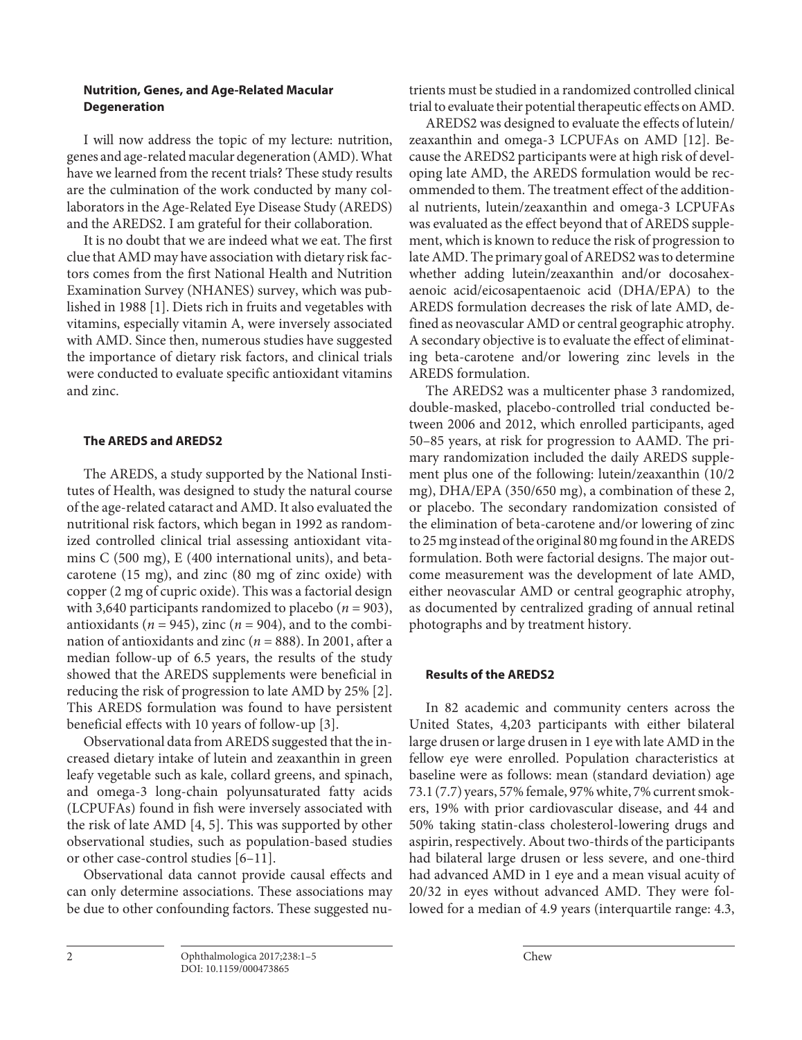### Nutrition, Genes, and Age-Related Macular Degeneration

I will now address the topic of my lecture: nutrition, genes and age-related macular degeneration (AMD). What have we learned from the recent trials? These study results are the culmination of the work conducted by many collaborators in the Age-Related Eye Disease Study (AREDS) and the AREDS2. I am grateful for their collaboration.

It is no doubt that we are indeed what we eat. The first clue that AMD may have association with dietary risk factors comes from the first National Health and Nutrition Examination Survey (NHANES) survey, which was published in 1988 [1]. Diets rich in fruits and vegetables with vitamins, especially vitamin A, were inversely associated with AMD. Since then, numerous studies have suggested the importance of dietary risk factors, and clinical trials were conducted to evaluate specific antioxidant vitamins and zinc.

### The AREDS and AREDS2

The AREDS, a study supported by the National Institutes of Health, was designed to study the natural course of the age-related cataract and AMD. It also evaluated the nutritional risk factors, which began in 1992 as randomized controlled clinical trial assessing antioxidant vitamins C (500 mg), E (400 international units), and beta-carotene (15 mg), and zinc (80 mg of zinc oxide) with copper (2 mg of cupric oxide). This was a factorial design with 3,640 participants randomized to placebo ($n = 903$), antioxidants ($n = 945$), zinc ($n = 904$), and to the combination of antioxidants and zinc ($n = 888$). In 2001, after a median follow-up of 6.5 years, the results of the study showed that the AREDS supplements were beneficial in reducing the risk of progression to late AMD by 25% [2]. This AREDS formulation was found to have persistent beneficial effects with 10 years of follow-up [3].

Observational data from AREDS suggested that the increased dietary intake of lutein and zeaxanthin in green leafy vegetable such as kale, collard greens, and spinach, and omega-3 long-chain polyunsaturated fatty acids (LCPUFAs) found in fish were inversely associated with the risk of late AMD [4, 5]. This was supported by other observational studies, such as population-based studies or other case-control studies [6–11].

Observational data cannot provide causal effects and can only determine associations. These associations may be due to other confounding factors. These suggested nutrients must be studied in a randomized controlled clinical trial to evaluate their potential therapeutic effects on AMD.

AREDS2 was designed to evaluate the effects of lutein/zeaxanthin and omega-3 LCPUFAs on AMD [12]. Because the AREDS2 participants were at high risk of developing late AMD, the AREDS formulation would be recommended to them. The treatment effect of the additional nutrients, lutein/zeaxanthin and omega-3 LCPUFAs was evaluated as the effect beyond that of AREDS supplement, which is known to reduce the risk of progression to late AMD. The primary goal of AREDS2 was to determine whether adding lutein/zeaxanthin and/or docosahexaenoic acid/eicosapentaenoic acid (DHA/EPA) to the AREDS formulation decreases the risk of late AMD, defined as neovascular AMD or central geographic atrophy. A secondary objective is to evaluate the effect of eliminating beta-carotene and/or lowering zinc levels in the AREDS formulation.

The AREDS2 was a multicenter phase 3 randomized, double-masked, placebo-controlled trial conducted between 2006 and 2012, which enrolled participants, aged 50–85 years, at risk for progression to AAMD. The primary randomization included the daily AREDS supplement plus one of the following: lutein/zeaxanthin (10/2 mg), DHA/EPA (350/650 mg), a combination of these 2, or placebo. The secondary randomization consisted of the elimination of beta-carotene and/or lowering of zinc to 25 mg instead of the original 80 mg found in the AREDS formulation. Both were factorial designs. The major outcome measurement was the development of late AMD, either neovascular AMD or central geographic atrophy, as documented by centralized grading of annual retinal photographs and by treatment history.

### Results of the AREDS2

In 82 academic and community centers across the United States, 4,203 participants with either bilateral large drusen or large drusen in 1 eye with late AMD in the fellow eye were enrolled. Population characteristics at baseline were as follows: mean (standard deviation) age 73.1 (7.7) years, 57% female, 97% white, 7% current smokers, 19% with prior cardiovascular disease, and 44 and 50% taking statin-class cholesterol-lowering drugs and aspirin, respectively. About two-thirds of the participants had bilateral large drusen or less severe, and one-third had advanced AMD in 1 eye and a mean visual acuity of 20/32 in eyes without advanced AMD. They were followed for a median of 4.9 years (interquartile range: 4.3,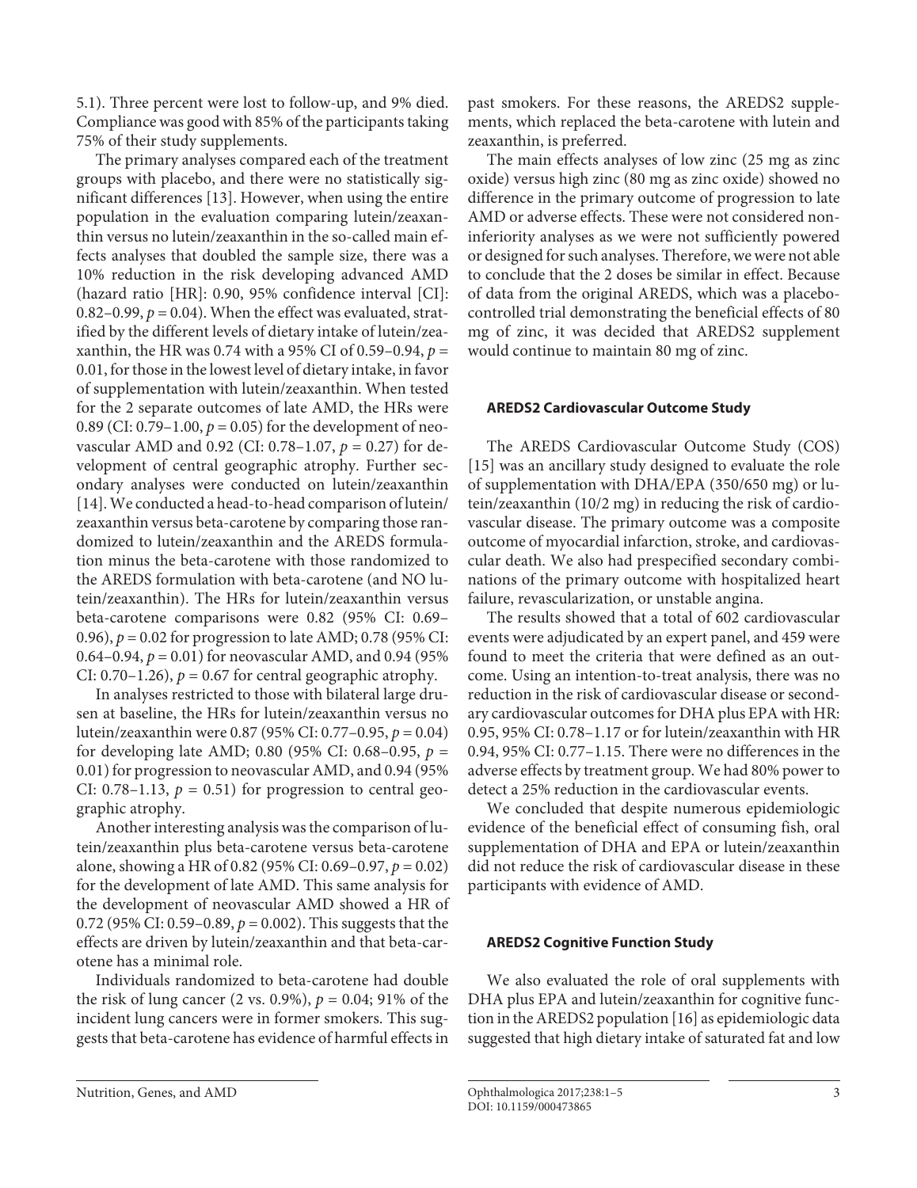5.1). Three percent were lost to follow-up, and 9% died. Compliance was good with 85% of the participants taking 75% of their study supplements.

The primary analyses compared each of the treatment groups with placebo, and there were no statistically significant differences [13]. However, when using the entire population in the evaluation comparing lutein/zeaxanthin versus no lutein/zeaxanthin in the so-called main effects analyses that doubled the sample size, there was a 10% reduction in the risk developing advanced AMD (hazard ratio [HR]: 0.90, 95% confidence interval [CI]: 0.82–0.99, $p = 0.04$). When the effect was evaluated, stratified by the different levels of dietary intake of lutein/zeaxanthin, the HR was 0.74 with a 95% CI of 0.59–0.94, $p = 0.01$, for those in the lowest level of dietary intake, in favor of supplementation with lutein/zeaxanthin. When tested for the 2 separate outcomes of late AMD, the HRs were 0.89 (CI: 0.79–1.00, $p = 0.05$) for the development of neovascular AMD and 0.92 (CI: 0.78–1.07, $p = 0.27$) for development of central geographic atrophy. Further secondary analyses were conducted on lutein/zeaxanthin [14]. We conducted a head-to-head comparison of lutein/zeaxanthin versus beta-carotene by comparing those randomized to lutein/zeaxanthin and the AREDS formulation minus the beta-carotene with those randomized to the AREDS formulation with beta-carotene (and NO lutein/zeaxanthin). The HRs for lutein/zeaxanthin versus beta-carotene comparisons were 0.82 (95% CI: 0.69–0.96), $p = 0.02$ for progression to late AMD; 0.78 (95% CI: 0.64–0.94, $p = 0.01$) for neovascular AMD, and 0.94 (95% CI: 0.70–1.26), $p = 0.67$ for central geographic atrophy.

In analyses restricted to those with bilateral large drusen at baseline, the HRs for lutein/zeaxanthin versus no lutein/zeaxanthin were 0.87 (95% CI: 0.77–0.95, $p = 0.04$) for developing late AMD; 0.80 (95% CI: 0.68–0.95, $p = 0.01$) for progression to neovascular AMD, and 0.94 (95% CI: 0.78–1.13, $p = 0.51$) for progression to central geographic atrophy.

Another interesting analysis was the comparison of lutein/zeaxanthin plus beta-carotene versus beta-carotene alone, showing a HR of 0.82 (95% CI: 0.69–0.97, $p = 0.02$) for the development of late AMD. This same analysis for the development of neovascular AMD showed a HR of 0.72 (95% CI: 0.59–0.89, $p = 0.002$). This suggests that the effects are driven by lutein/zeaxanthin and that beta-carotene has a minimal role.

Individuals randomized to beta-carotene had double the risk of lung cancer (2 vs. 0.9%), $p = 0.04$; 91% of the incident lung cancers were in former smokers. This suggests that beta-carotene has evidence of harmful effects in past smokers. For these reasons, the AREDS2 supplements, which replaced the beta-carotene with lutein and zeaxanthin, is preferred.

The main effects analyses of low zinc (25 mg as zinc oxide) versus high zinc (80 mg as zinc oxide) showed no difference in the primary outcome of progression to late AMD or adverse effects. These were not considered non-inferiority analyses as we were not sufficiently powered or designed for such analyses. Therefore, we were not able to conclude that the 2 doses be similar in effect. Because of data from the original AREDS, which was a placebo-controlled trial demonstrating the beneficial effects of 80 mg of zinc, it was decided that AREDS2 supplement would continue to maintain 80 mg of zinc.

### AREDS2 Cardiovascular Outcome Study

The AREDS Cardiovascular Outcome Study (COS) [15] was an ancillary study designed to evaluate the role of supplementation with DHA/EPA (350/650 mg) or lutein/zeaxanthin (10/2 mg) in reducing the risk of cardiovascular disease. The primary outcome was a composite outcome of myocardial infarction, stroke, and cardiovascular death. We also had prespecified secondary combinations of the primary outcome with hospitalized heart failure, revascularization, or unstable angina.

The results showed that a total of 602 cardiovascular events were adjudicated by an expert panel, and 459 were found to meet the criteria that were defined as an outcome. Using an intention-to-treat analysis, there was no reduction in the risk of cardiovascular disease or secondary cardiovascular outcomes for DHA plus EPA with HR: 0.95, 95% CI: 0.78–1.17 or for lutein/zeaxanthin with HR 0.94, 95% CI: 0.77–1.15. There were no differences in the adverse effects by treatment group. We had 80% power to detect a 25% reduction in the cardiovascular events.

We concluded that despite numerous epidemiologic evidence of the beneficial effect of consuming fish, oral supplementation of DHA and EPA or lutein/zeaxanthin did not reduce the risk of cardiovascular disease in these participants with evidence of AMD.

### AREDS2 Cognitive Function Study

We also evaluated the role of oral supplements with DHA plus EPA and lutein/zeaxanthin for cognitive function in the AREDS2 population [16] as epidemiologic data suggested that high dietary intake of saturated fat and low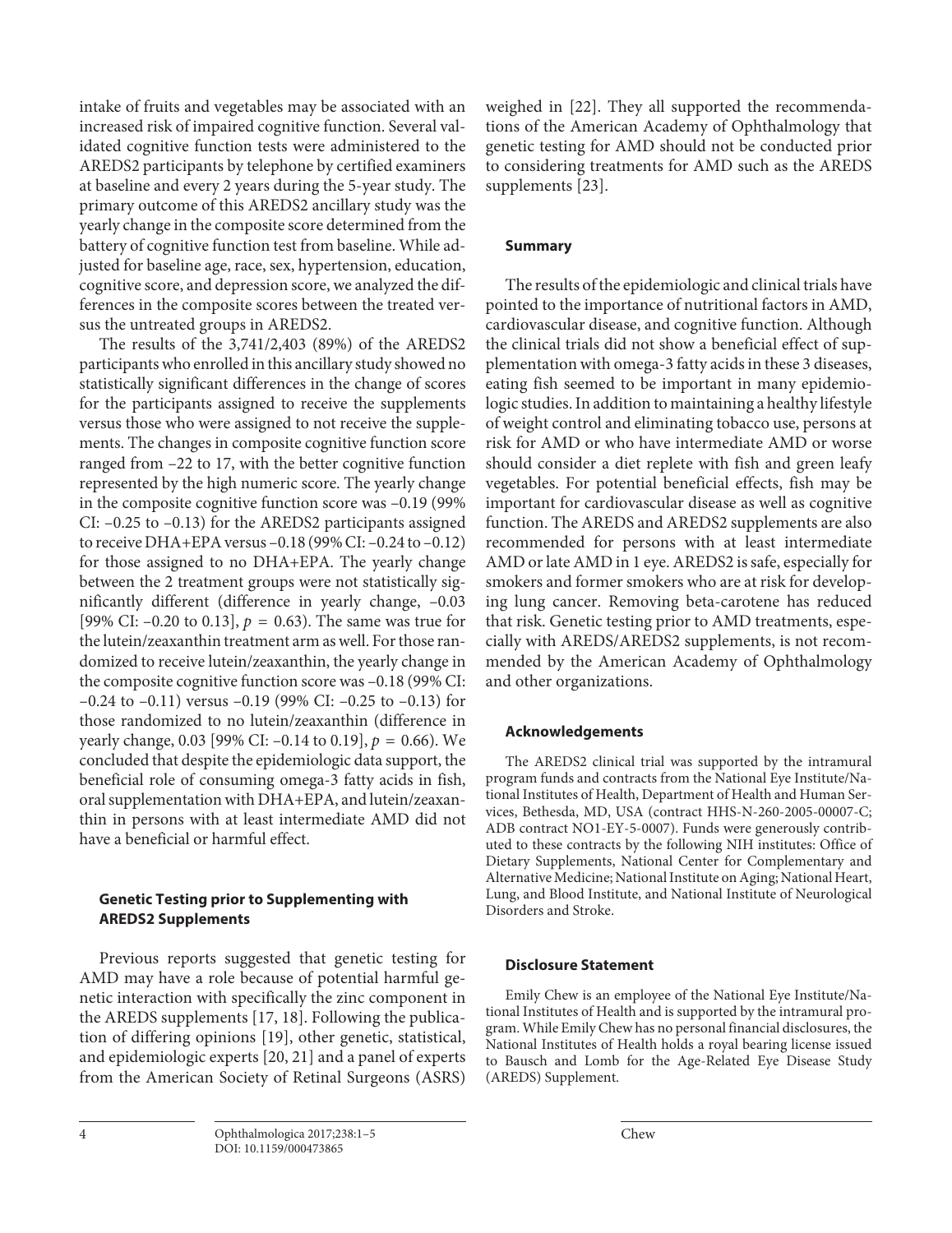intake of fruits and vegetables may be associated with an increased risk of impaired cognitive function. Several validated cognitive function tests were administered to the AREDS2 participants by telephone by certified examiners at baseline and every 2 years during the 5-year study. The primary outcome of this AREDS2 ancillary study was the yearly change in the composite score determined from the battery of cognitive function test from baseline. While adjusted for baseline age, race, sex, hypertension, education, cognitive score, and depression score, we analyzed the differences in the composite scores between the treated versus the untreated groups in AREDS2.

The results of the 3,741/2,403 (89%) of the AREDS2 participants who enrolled in this ancillary study showed no statistically significant differences in the change of scores for the participants assigned to receive the supplements versus those who were assigned to not receive the supplements. The changes in composite cognitive function score ranged from –22 to 17, with the better cognitive function represented by the high numeric score. The yearly change in the composite cognitive function score was –0.19 (99% CI: –0.25 to –0.13) for the AREDS2 participants assigned to receive DHA+EPA versus –0.18 (99% CI: –0.24 to –0.12) for those assigned to no DHA+EPA. The yearly change between the 2 treatment groups were not statistically significantly different (difference in yearly change, –0.03 [99% CI: –0.20 to 0.13], $p = 0.63$). The same was true for the lutein/zeaxanthin treatment arm as well. For those randomized to receive lutein/zeaxanthin, the yearly change in the composite cognitive function score was –0.18 (99% CI: –0.24 to –0.11) versus –0.19 (99% CI: –0.25 to –0.13) for those randomized to no lutein/zeaxanthin (difference in yearly change, 0.03 [99% CI: –0.14 to 0.19], $p = 0.66$). We concluded that despite the epidemiologic data support, the beneficial role of consuming omega-3 fatty acids in fish, oral supplementation with DHA+EPA, and lutein/zeaxanthin in persons with at least intermediate AMD did not have a beneficial or harmful effect.

## Genetic Testing prior to Supplementing with AREDS2 Supplements

Previous reports suggested that genetic testing for AMD may have a role because of potential harmful genetic interaction with specifically the zinc component in the AREDS supplements [17, 18]. Following the publication of differing opinions [19], other genetic, statistical, and epidemiologic experts [20, 21] and a panel of experts from the American Society of Retinal Surgeons (ASRS) weighed in [22]. They all supported the recommendations of the American Academy of Ophthalmology that genetic testing for AMD should not be conducted prior to considering treatments for AMD such as the AREDS supplements [23].

## Summary

The results of the epidemiologic and clinical trials have pointed to the importance of nutritional factors in AMD, cardiovascular disease, and cognitive function. Although the clinical trials did not show a beneficial effect of supplementation with omega-3 fatty acids in these 3 diseases, eating fish seemed to be important in many epidemiologic studies. In addition to maintaining a healthy lifestyle of weight control and eliminating tobacco use, persons at risk for AMD or who have intermediate AMD or worse should consider a diet replete with fish and green leafy vegetables. For potential beneficial effects, fish may be important for cardiovascular disease as well as cognitive function. The AREDS and AREDS2 supplements are also recommended for persons with at least intermediate AMD or late AMD in 1 eye. AREDS2 is safe, especially for smokers and former smokers who are at risk for developing lung cancer. Removing beta-carotene has reduced that risk. Genetic testing prior to AMD treatments, especially with AREDS/AREDS2 supplements, is not recommended by the American Academy of Ophthalmology and other organizations.

## Acknowledgements

The AREDS2 clinical trial was supported by the intramural program funds and contracts from the National Eye Institute/National Institutes of Health, Department of Health and Human Services, Bethesda, MD, USA (contract HHS-N-260-2005-00007-C; ADB contract NO1-EY-5-0007). Funds were generously contributed to these contracts by the following NIH institutes: Office of Dietary Supplements, National Center for Complementary and Alternative Medicine; National Institute on Aging; National Heart, Lung, and Blood Institute, and National Institute of Neurological Disorders and Stroke.

## Disclosure Statement

Emily Chew is an employee of the National Eye Institute/National Institutes of Health and is supported by the intramural program. While Emily Chew has no personal financial disclosures, the National Institutes of Health holds a royal bearing license issued to Bausch and Lomb for the Age-Related Eye Disease Study (AREDS) Supplement.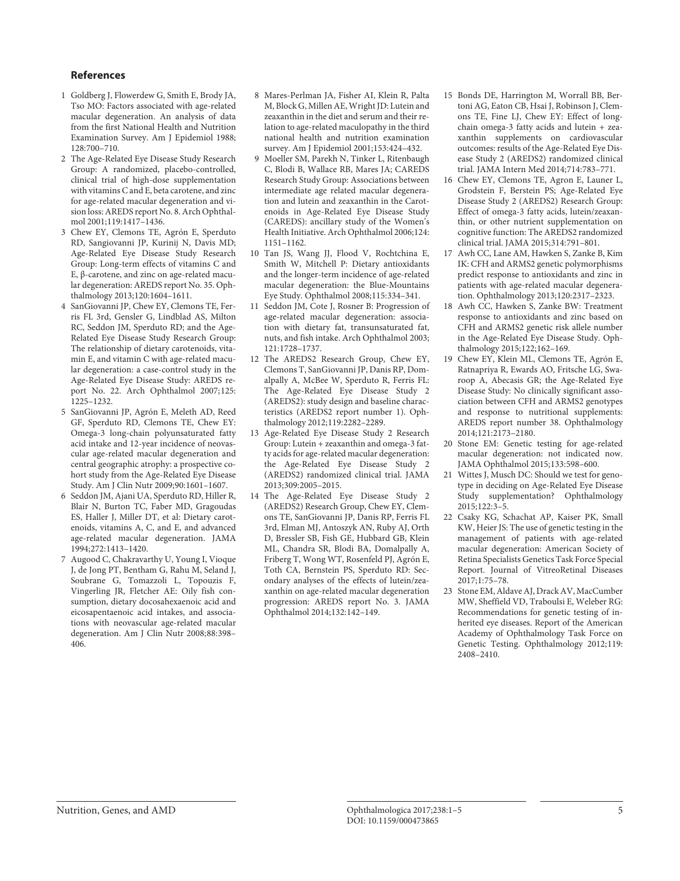## References

1 Goldberg J, Flowerdew G, Smith E, Brody JA, Tso MO: Factors associated with age-related macular degeneration. An analysis of data from the first National Health and Nutrition Examination Survey. Am J Epidemiol 1988; 128:700–710.

2 The Age-Related Eye Disease Study Research Group: A randomized, placebo-controlled, clinical trial of high-dose supplementation with vitamins C and E, beta carotene, and zinc for age-related macular degeneration and vision loss: AREDS report No. 8. Arch Ophthalmol 2001;119:1417–1436.

3 Chew EY, Clemons TE, Agrón E, Sperduto RD, Sangiovanni JP, Kurinij N, Davis MD; Age-Related Eye Disease Study Research Group: Long-term effects of vitamins C and E, β-carotene, and zinc on age-related macular degeneration: AREDS report No. 35. Ophthalmology 2013;120:1604–1611.

4 SanGiovanni JP, Chew EY, Clemons TE, Ferris FL 3rd, Gensler G, Lindblad AS, Milton RC, Seddon JM, Sperduto RD; and the Age-Related Eye Disease Study Research Group: The relationship of dietary carotenoids, vitamin E, and vitamin C with age-related macular degeneration: a case-control study in the Age-Related Eye Disease Study: AREDS report No. 22. Arch Ophthalmol 2007;125: 1225–1232.

5 SanGiovanni JP, Agrón E, Meleth AD, Reed GF, Sperduto RD, Clemons TE, Chew EY: Omega-3 long-chain polyunsaturated fatty acid intake and 12-year incidence of neovascular age-related macular degeneration and central geographic atrophy: a prospective cohort study from the Age-Related Eye Disease Study. Am J Clin Nutr 2009;90:1601–1607.

6 Seddon JM, Ajani UA, Sperduto RD, Hiller R, Blair N, Burton TC, Faber MD, Gragoudas ES, Haller J, Miller DT, et al: Dietary carotenoids, vitamins A, C, and E, and advanced age-related macular degeneration. JAMA 1994;272:1413–1420.

7 Augood C, Chakravarthy U, Young I, Vioque J, de Jong PT, Bentham G, Rahu M, Seland J, Soubrane G, Tomazzoli L, Topouzis F, Vingerling JR, Fletcher AE: Oily fish consumption, dietary docosahexaenoic acid and eicosapentaenoic acid intakes, and associations with neovascular age-related macular degeneration. Am J Clin Nutr 2008;88:398–406.

8 Mares-Perlman JA, Fisher AI, Klein R, Palta M, Block G, Millen AE, Wright JD: Lutein and zeaxanthin in the diet and serum and their relation to age-related maculopathy in the third national health and nutrition examination survey. Am J Epidemiol 2001;153:424–432.

9 Moeller SM, Parekh N, Tinker L, Ritenbaugh C, Blodi B, Wallace RB, Mares JA; CAREDS Research Study Group: Associations between intermediate age related macular degeneration and lutein and zeaxanthin in the Carotenoids in Age-Related Eye Disease Study (CAREDS): ancillary study of the Women's Health Initiative. Arch Ophthalmol 2006;124: 1151–1162.

10 Tan JS, Wang JJ, Flood V, Rochtchina E, Smith W, Mitchell P: Dietary antioxidants and the longer-term incidence of age-related macular degeneration: the Blue-Mountains Eye Study. Ophthalmol 2008;115:334–341.

11 Seddon JM, Cote J, Rosner B: Progression of age-related macular degeneration: association with dietary fat, transunsaturated fat, nuts, and fish intake. Arch Ophthalmol 2003; 121:1728–1737.

12 The AREDS2 Research Group, Chew EY, Clemons T, SanGiovanni JP, Danis RP, Domalpally A, McBee W, Sperduto R, Ferris FL: The Age-Related Eye Disease Study 2 (AREDS2): study design and baseline characteristics (AREDS2 report number 1). Ophthalmology 2012;119:2282–2289.

13 Age-Related Eye Disease Study 2 Research Group: Lutein + zeaxanthin and omega-3 fatty acids for age-related macular degeneration: the Age-Related Eye Disease Study 2 (AREDS2) randomized clinical trial. JAMA 2013;309:2005–2015.

14 The Age-Related Eye Disease Study 2 (AREDS2) Research Group, Chew EY, Clemons TE, SanGiovanni JP, Danis RP, Ferris FL 3rd, Elman MJ, Antoszyk AN, Ruby AJ, Orth D, Bressler SB, Fish GE, Hubbard GB, Klein ML, Chandra SR, Blodi BA, Domalpally A, Friberg T, Wong WT, Rosenfeld PJ, Agrón E, Toth CA, Bernstein PS, Sperduto RD: Secondary analyses of the effects of lutein/zeaxanthin on age-related macular degeneration progression: AREDS report No. 3. JAMA Ophthalmol 2014;132:142–149.

15 Bonds DE, Harrington M, Worrall BB, Bertoni AG, Eaton CB, Hsai J, Robinson J, Clemons TE, Fine LJ, Chew EY: Effect of long-chain omega-3 fatty acids and lutein + zeaxanthin supplements on cardiovascular outcomes: results of the Age-Related Eye Disease Study 2 (AREDS2) randomized clinical trial. JAMA Intern Med 2014;714:783–771.

16 Chew EY, Clemons TE, Agron E, Launer L, Grodstein F, Berstein PS; Age-Related Eye Disease Study 2 (AREDS2) Research Group: Effect of omega-3 fatty acids, lutein/zeaxanthin, or other nutrient supplementation on cognitive function: The AREDS2 randomized clinical trial. JAMA 2015;314:791–801.

17 Awh CC, Lane AM, Hawken S, Zanke B, Kim IK: CFH and ARMS2 genetic polymorphisms predict response to antioxidants and zinc in patients with age-related macular degeneration. Ophthalmology 2013;120:2317–2323.

18 Awh CC, Hawken S, Zanke BW: Treatment response to antioxidants and zinc based on CFH and ARMS2 genetic risk allele number in the Age-Related Eye Disease Study. Ophthalmology 2015;122;162–169.

19 Chew EY, Klein ML, Clemons TE, Agrón E, Ratnapriya R, Ewards AO, Fritsche LG, Swaroop A, Abecasis GR; the Age-Related Eye Disease Study: No clinically significant association between CFH and ARMS2 genotypes and response to nutritional supplements: AREDS report number 38. Ophthalmology 2014;121:2173–2180.

20 Stone EM: Genetic testing for age-related macular degeneration: not indicated now. JAMA Ophthalmol 2015;133:598–600.

21 Wittes J, Musch DC: Should we test for genotype in deciding on Age-Related Eye Disease Study supplementation? Ophthalmology 2015;122:3–5.

22 Csaky KG, Schachat AP, Kaiser PK, Small KW, Heier JS: The use of genetic testing in the management of patients with age-related macular degeneration: American Society of Retina Specialists Genetics Task Force Special Report. Journal of VitreoRetinal Diseases 2017;1:75–78.

23 Stone EM, Aldave AJ, Drack AV, MacCumber MW, Sheffield VD, Traboulsi E, Weleber RG: Recommendations for genetic testing of inherited eye diseases. Report of the American Academy of Ophthalmology Task Force on Genetic Testing. Ophthalmology 2012;119: 2408–2410.